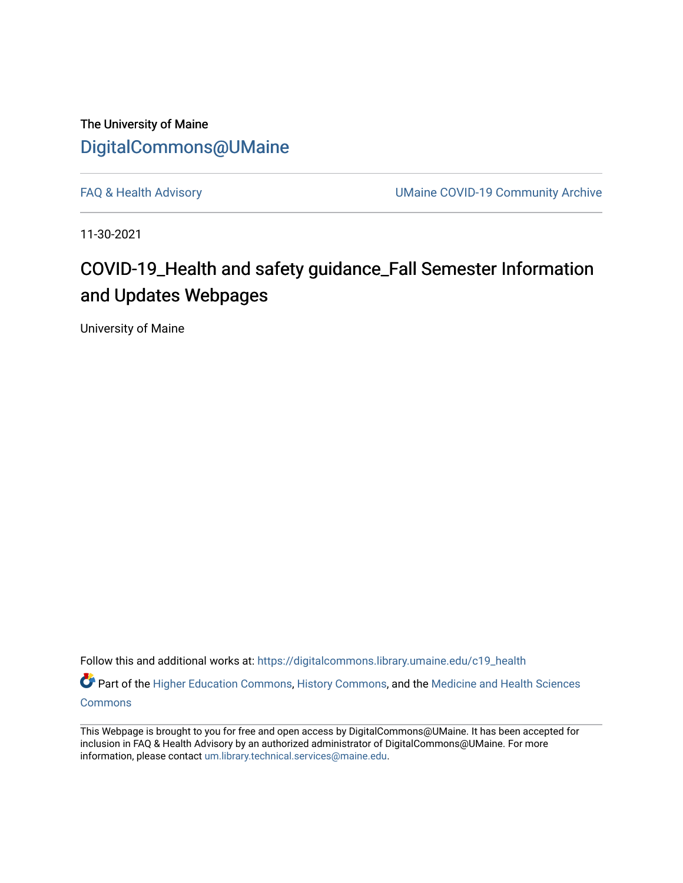The University of Maine

[DigitalCommons@UMaine](https://digitalcommons.library.umaine.edu/)

---

[FAQ & Health Advisory](https://digitalcommons.library.umaine.edu/c19_health) | [UMaine COVID-19 Community Archive](https://digitalcommons.library.umaine.edu/c19)

---

11-30-2021

# COVID-19_Health and safety guidance_Fall Semester Information and Updates Webpages

University of Maine

Follow this and additional works at: https://digitalcommons.library.umaine.edu/c19_health

Part of the Higher Education Commons, History Commons, and the Medicine and Health Sciences Commons

---

This Webpage is brought to you for free and open access by DigitalCommons@UMaine. It has been accepted for inclusion in FAQ & Health Advisory by an authorized administrator of DigitalCommons@UMaine. For more information, please contact um.library.technical.services@maine.edu.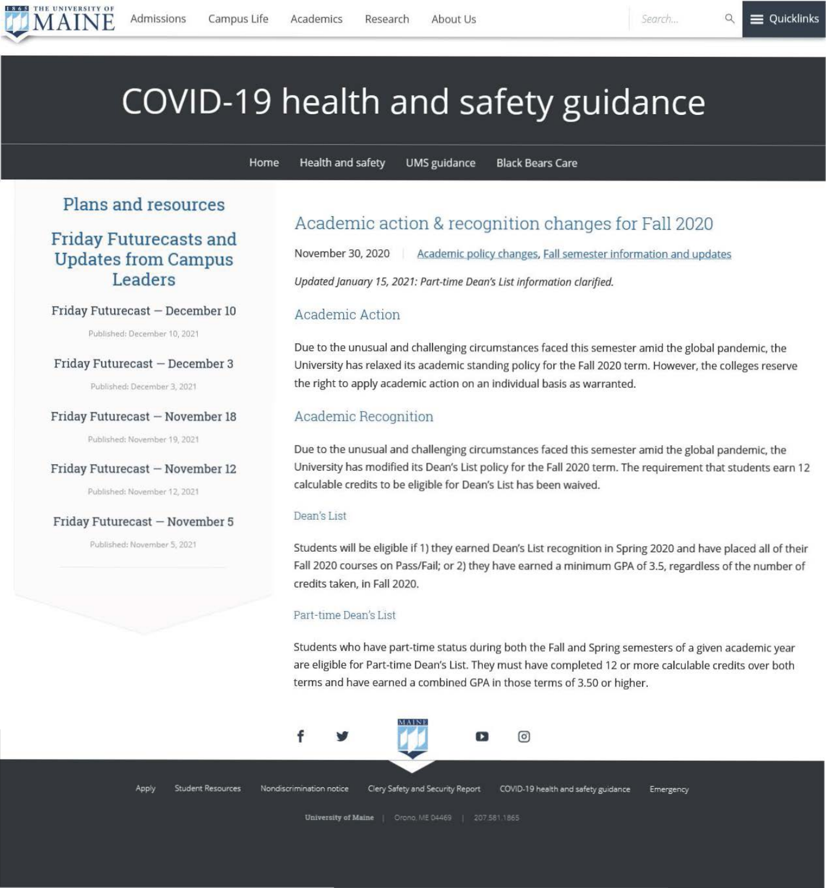# COVID-19 health and safety guidance

Home | Health and safety | UMS guidance | Black Bears Care

## Plans and resources

### Friday Futurecasts and Updates from Campus Leaders

Friday Futurecast – December 10

Published: December 10, 2021

Friday Futurecast – December 3

Published: December 3, 2021

Friday Futurecast – November 18

Published: November 19, 2021

Friday Futurecast – November 12

Published: November 12, 2021

Friday Futurecast – November 5

Published: November 5, 2021

## Academic action & recognition changes for Fall 2020

November 30, 2020 | Academic policy changes, Fall semester information and updates

*Updated January 15, 2021: Part-time Dean's List information clarified.*

### Academic Action

Due to the unusual and challenging circumstances faced this semester amid the global pandemic, the University has relaxed its academic standing policy for the Fall 2020 term. However, the colleges reserve the right to apply academic action on an individual basis as warranted.

### Academic Recognition

Due to the unusual and challenging circumstances faced this semester amid the global pandemic, the University has modified its Dean's List policy for the Fall 2020 term. The requirement that students earn 12 calculable credits to be eligible for Dean's List has been waived.

#### Dean's List

Students will be eligible if 1) they earned Dean's List recognition in Spring 2020 and have placed all of their Fall 2020 courses on Pass/Fail; or 2) they have earned a minimum GPA of 3.5, regardless of the number of credits taken, in Fall 2020.

#### Part-time Dean's List

Students who have part-time status during both the Fall and Spring semesters of a given academic year are eligible for Part-time Dean's List. They must have completed 12 or more calculable credits over both terms and have earned a combined GPA in those terms of 3.50 or higher.

Apply | Student Resources | Nondiscrimination notice | Clery Safety and Security Report | COVID-19 health and safety guidance | Emergency

University of Maine | Orono, ME 04469 | 207.581.1865